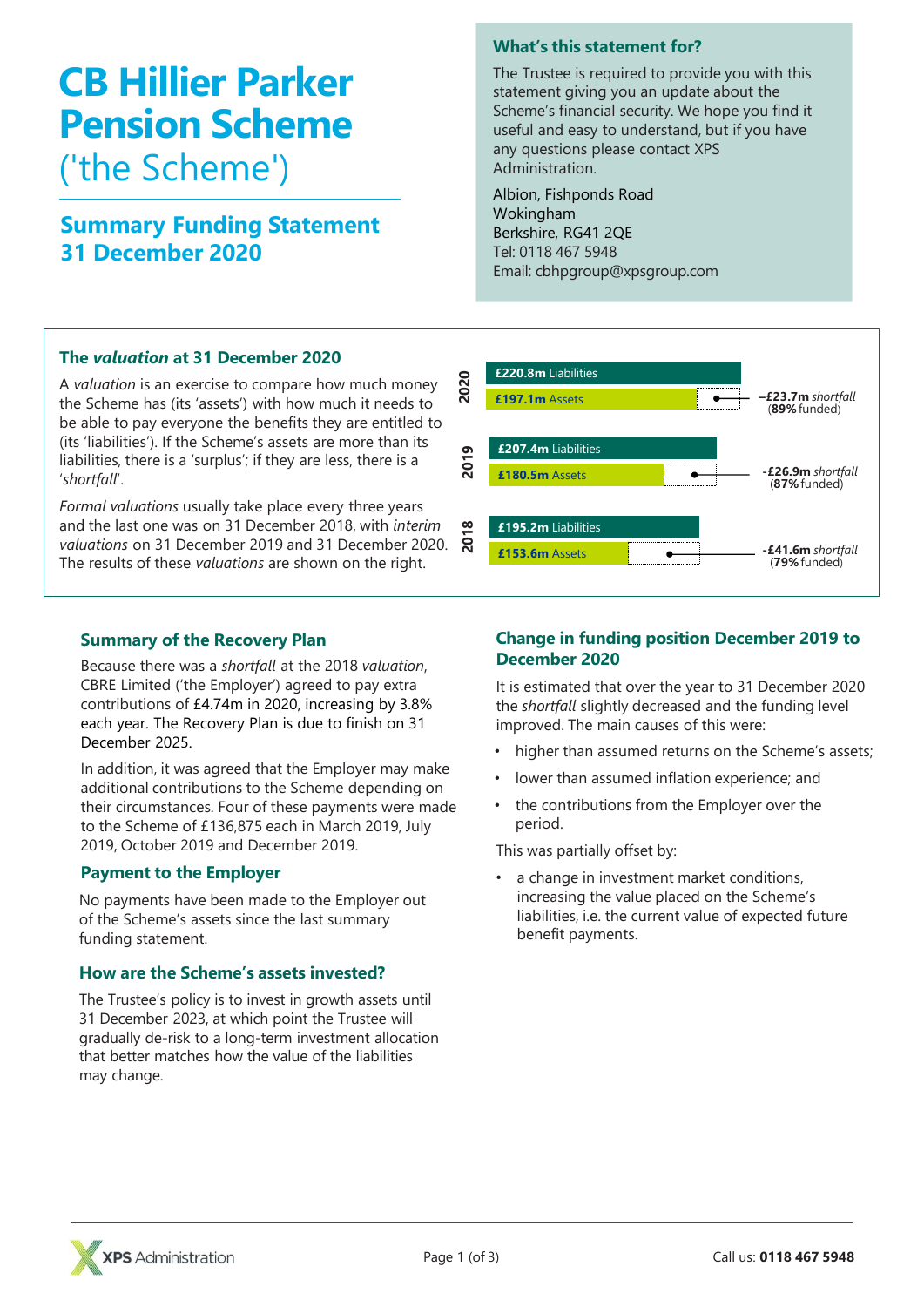# CB Hillier Parker Pension Scheme ('the Scheme')

## Summary Funding Statement 31 December 2020

### What's this statement for?

The Trustee is required to provide you with this statement giving you an update about the Scheme's financial security. We hope you find it useful and easy to understand, but if you have any questions please contact XPS Administration.

Albion, Fishponds Road
Wokingham
Berkshire, RG41 2QE
Tel: 0118 467 5948
Email: cbhpgroup@xpsgroup.com

### The *valuation* at 31 December 2020

A *valuation* is an exercise to compare how much money the Scheme has (its 'assets') with how much it needs to be able to pay everyone the benefits they are entitled to (its 'liabilities'). If the Scheme's assets are more than its liabilities, there is a 'surplus'; if they are less, there is a '*shortfall*'.

*Formal valuations* usually take place every three years and the last one was on 31 December 2018, with *interim valuations* on 31 December 2019 and 31 December 2020. The results of these *valuations* are shown on the right.

| Year | Liabilities | Assets | Shortfall | Funded |
|---|---|---|---|---|
| 2020 | £220.8m | £197.1m | –£23.7m | 89% |
| 2019 | £207.4m | £180.5m | -£26.9m | 87% |
| 2018 | £195.2m | £153.6m | -£41.6m | 79% |

### Summary of the Recovery Plan

Because there was a *shortfall* at the 2018 *valuation*, CBRE Limited ('the Employer') agreed to pay extra contributions of £4.74m in 2020, increasing by 3.8% each year. The Recovery Plan is due to finish on 31 December 2025.

In addition, it was agreed that the Employer may make additional contributions to the Scheme depending on their circumstances. Four of these payments were made to the Scheme of £136,875 each in March 2019, July 2019, October 2019 and December 2019.

### Payment to the Employer

No payments have been made to the Employer out of the Scheme's assets since the last summary funding statement.

### How are the Scheme's assets invested?

The Trustee's policy is to invest in growth assets until 31 December 2023, at which point the Trustee will gradually de-risk to a long-term investment allocation that better matches how the value of the liabilities may change.

### Change in funding position December 2019 to December 2020

It is estimated that over the year to 31 December 2020 the *shortfall* slightly decreased and the funding level improved. The main causes of this were:

- higher than assumed returns on the Scheme's assets;
- lower than assumed inflation experience; and
- the contributions from the Employer over the period.

This was partially offset by:

- a change in investment market conditions, increasing the value placed on the Scheme's liabilities, i.e. the current value of expected future benefit payments.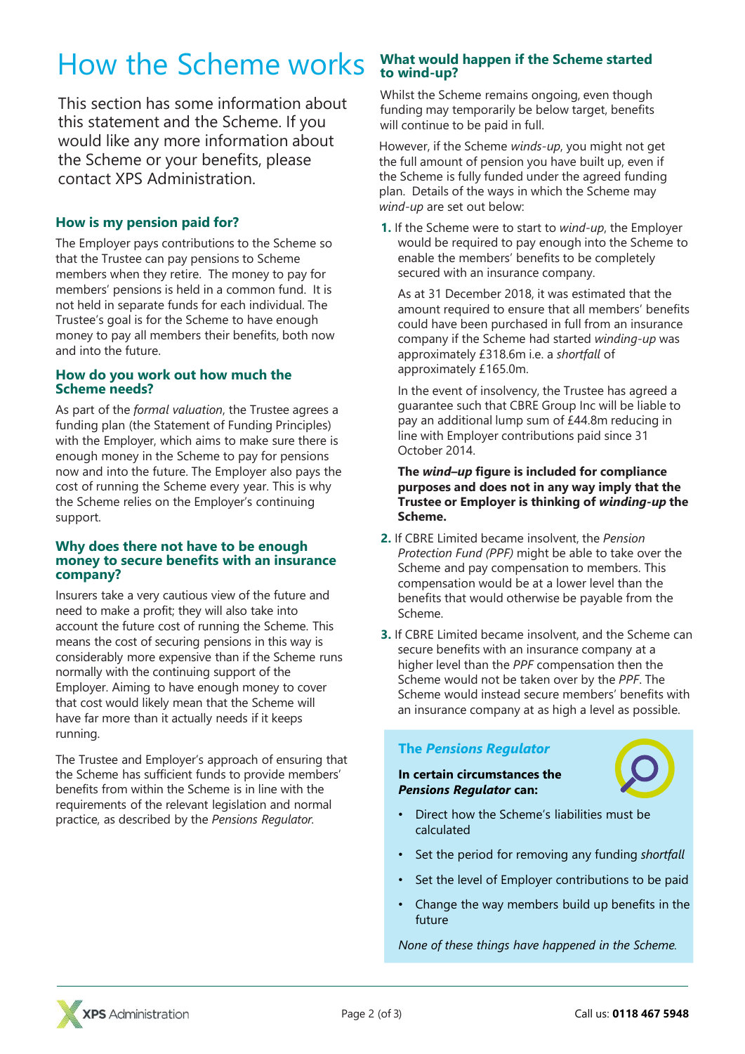# How the Scheme works

This section has some information about this statement and the Scheme. If you would like any more information about the Scheme or your benefits, please contact XPS Administration.

### How is my pension paid for?

The Employer pays contributions to the Scheme so that the Trustee can pay pensions to Scheme members when they retire. The money to pay for members' pensions is held in a common fund. It is not held in separate funds for each individual. The Trustee's goal is for the Scheme to have enough money to pay all members their benefits, both now and into the future.

### How do you work out how much the Scheme needs?

As part of the *formal valuation*, the Trustee agrees a funding plan (the Statement of Funding Principles) with the Employer, which aims to make sure there is enough money in the Scheme to pay for pensions now and into the future. The Employer also pays the cost of running the Scheme every year. This is why the Scheme relies on the Employer's continuing support.

### Why does there not have to be enough money to secure benefits with an insurance company?

Insurers take a very cautious view of the future and need to make a profit; they will also take into account the future cost of running the Scheme. This means the cost of securing pensions in this way is considerably more expensive than if the Scheme runs normally with the continuing support of the Employer. Aiming to have enough money to cover that cost would likely mean that the Scheme will have far more than it actually needs if it keeps running.

The Trustee and Employer's approach of ensuring that the Scheme has sufficient funds to provide members' benefits from within the Scheme is in line with the requirements of the relevant legislation and normal practice, as described by the *Pensions Regulator.*

### What would happen if the Scheme started to wind-up?

Whilst the Scheme remains ongoing, even though funding may temporarily be below target, benefits will continue to be paid in full.

However, if the Scheme *winds-up*, you might not get the full amount of pension you have built up, even if the Scheme is fully funded under the agreed funding plan. Details of the ways in which the Scheme may *wind-up* are set out below:

1. If the Scheme were to start to *wind-up*, the Employer would be required to pay enough into the Scheme to enable the members' benefits to be completely secured with an insurance company.

   As at 31 December 2018, it was estimated that the amount required to ensure that all members' benefits could have been purchased in full from an insurance company if the Scheme had started *winding-up* was approximately £318.6m i.e. a *shortfall* of approximately £165.0m.

   In the event of insolvency, the Trustee has agreed a guarantee such that CBRE Group Inc will be liable to pay an additional lump sum of £44.8m reducing in line with Employer contributions paid since 31 October 2014.

   **The *wind–up* figure is included for compliance purposes and does not in any way imply that the Trustee or Employer is thinking of *winding-up* the Scheme.**

2. If CBRE Limited became insolvent, the *Pension Protection Fund (PPF)* might be able to take over the Scheme and pay compensation to members. This compensation would be at a lower level than the benefits that would otherwise be payable from the Scheme.

3. If CBRE Limited became insolvent, and the Scheme can secure benefits with an insurance company at a higher level than the *PPF* compensation then the Scheme would not be taken over by the *PPF*. The Scheme would instead secure members' benefits with an insurance company at as high a level as possible.

### The *Pensions Regulator*

**In certain circumstances the *Pensions Regulator* can:**

- Direct how the Scheme's liabilities must be calculated
- Set the period for removing any funding *shortfall*
- Set the level of Employer contributions to be paid
- Change the way members build up benefits in the future

*None of these things have happened in the Scheme.*

XPS Administration

Call us: **0118 467 5948**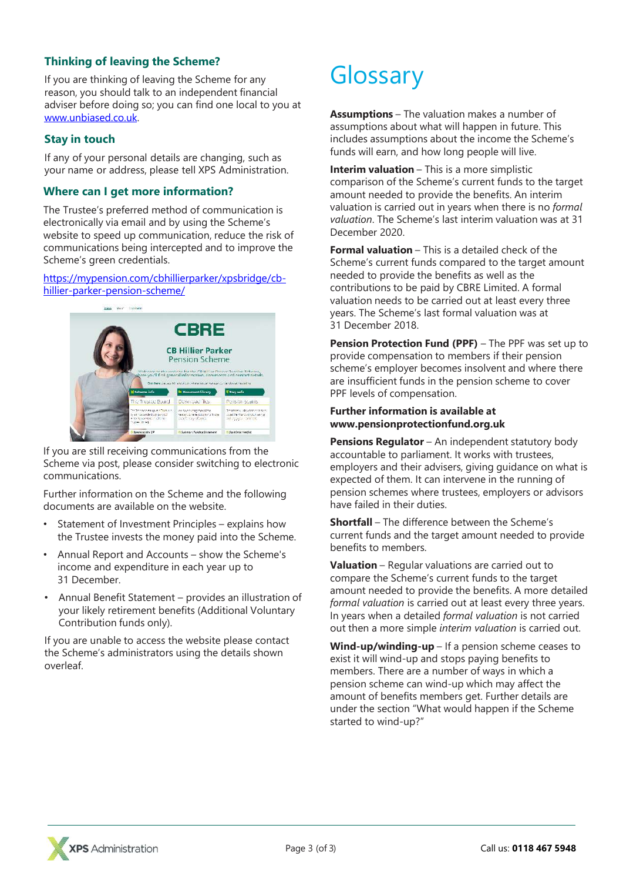### Thinking of leaving the Scheme?

If you are thinking of leaving the Scheme for any reason, you should talk to an independent financial adviser before doing so; you can find one local to you at www.unbiased.co.uk.

### Stay in touch

If any of your personal details are changing, such as your name or address, please tell XPS Administration.

### Where can I get more information?

The Trustee's preferred method of communication is electronically via email and by using the Scheme's website to speed up communication, reduce the risk of communications being intercepted and to improve the Scheme's green credentials.

https://mypension.com/cbhillierparker/xpsbridge/cb-hillier-parker-pension-scheme/

If you are still receiving communications from the Scheme via post, please consider switching to electronic communications.

Further information on the Scheme and the following documents are available on the website.

- Statement of Investment Principles – explains how the Trustee invests the money paid into the Scheme.
- Annual Report and Accounts – show the Scheme's income and expenditure in each year up to 31 December.
- Annual Benefit Statement – provides an illustration of your likely retirement benefits (Additional Voluntary Contribution funds only).

If you are unable to access the website please contact the Scheme's administrators using the details shown overleaf.

# Glossary

**Assumptions** – The valuation makes a number of assumptions about what will happen in future. This includes assumptions about the income the Scheme's funds will earn, and how long people will live.

**Interim valuation** – This is a more simplistic comparison of the Scheme's current funds to the target amount needed to provide the benefits. An interim valuation is carried out in years when there is no *formal valuation*. The Scheme's last interim valuation was at 31 December 2020.

**Formal valuation** – This is a detailed check of the Scheme's current funds compared to the target amount needed to provide the benefits as well as the contributions to be paid by CBRE Limited. A formal valuation needs to be carried out at least every three years. The Scheme's last formal valuation was at 31 December 2018.

**Pension Protection Fund (PPF)** – The PPF was set up to provide compensation to members if their pension scheme's employer becomes insolvent and where there are insufficient funds in the pension scheme to cover PPF levels of compensation.

**Further information is available at www.pensionprotectionfund.org.uk**

**Pensions Regulator** – An independent statutory body accountable to parliament. It works with trustees, employers and their advisers, giving guidance on what is expected of them. It can intervene in the running of pension schemes where trustees, employers or advisors have failed in their duties.

**Shortfall** – The difference between the Scheme's current funds and the target amount needed to provide benefits to members.

**Valuation** – Regular valuations are carried out to compare the Scheme's current funds to the target amount needed to provide the benefits. A more detailed *formal valuation* is carried out at least every three years. In years when a detailed *formal valuation* is not carried out then a more simple *interim valuation* is carried out.

**Wind-up/winding-up** – If a pension scheme ceases to exist it will wind-up and stops paying benefits to members. There are a number of ways in which a pension scheme can wind-up which may affect the amount of benefits members get. Further details are under the section "What would happen if the Scheme started to wind-up?"

XPS Administration

Call us: **0118 467 5948**